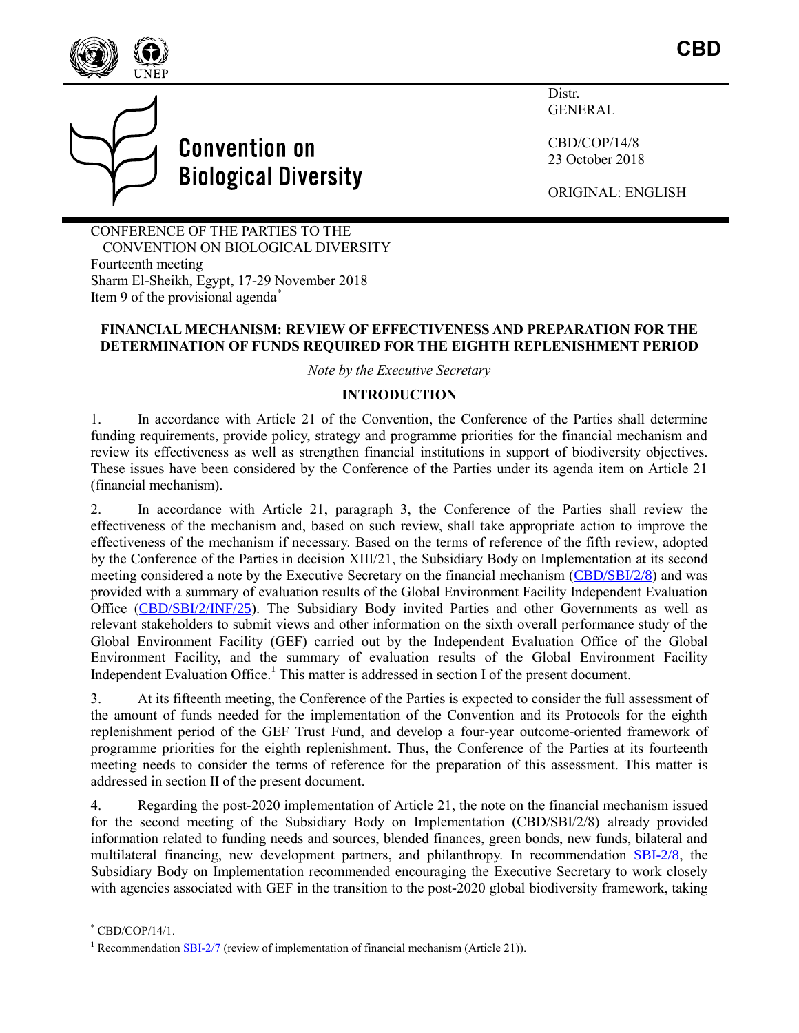CBD

Convention on Biological Diversity

Distr.
GENERAL

CBD/COP/14/8
23 October 2018

ORIGINAL: ENGLISH

CONFERENCE OF THE PARTIES TO THE CONVENTION ON BIOLOGICAL DIVERSITY
Fourteenth meeting
Sharm El-Sheikh, Egypt, 17-29 November 2018
Item 9 of the provisional agenda[*]

# FINANCIAL MECHANISM: REVIEW OF EFFECTIVENESS AND PREPARATION FOR THE DETERMINATION OF FUNDS REQUIRED FOR THE EIGHTH REPLENISHMENT PERIOD

*Note by the Executive Secretary*

## INTRODUCTION

1. In accordance with Article 21 of the Convention, the Conference of the Parties shall determine funding requirements, provide policy, strategy and programme priorities for the financial mechanism and review its effectiveness as well as strengthen financial institutions in support of biodiversity objectives. These issues have been considered by the Conference of the Parties under its agenda item on Article 21 (financial mechanism).

2. In accordance with Article 21, paragraph 3, the Conference of the Parties shall review the effectiveness of the mechanism and, based on such review, shall take appropriate action to improve the effectiveness of the mechanism if necessary. Based on the terms of reference of the fifth review, adopted by the Conference of the Parties in decision XIII/21, the Subsidiary Body on Implementation at its second meeting considered a note by the Executive Secretary on the financial mechanism (CBD/SBI/2/8) and was provided with a summary of evaluation results of the Global Environment Facility Independent Evaluation Office (CBD/SBI/2/INF/25). The Subsidiary Body invited Parties and other Governments as well as relevant stakeholders to submit views and other information on the sixth overall performance study of the Global Environment Facility (GEF) carried out by the Independent Evaluation Office of the Global Environment Facility, and the summary of evaluation results of the Global Environment Facility Independent Evaluation Office.[1] This matter is addressed in section I of the present document.

3. At its fifteenth meeting, the Conference of the Parties is expected to consider the full assessment of the amount of funds needed for the implementation of the Convention and its Protocols for the eighth replenishment period of the GEF Trust Fund, and develop a four-year outcome-oriented framework of programme priorities for the eighth replenishment. Thus, the Conference of the Parties at its fourteenth meeting needs to consider the terms of reference for the preparation of this assessment. This matter is addressed in section II of the present document.

4. Regarding the post-2020 implementation of Article 21, the note on the financial mechanism issued for the second meeting of the Subsidiary Body on Implementation (CBD/SBI/2/8) already provided information related to funding needs and sources, blended finances, green bonds, new funds, bilateral and multilateral financing, new development partners, and philanthropy. In recommendation SBI-2/8, the Subsidiary Body on Implementation recommended encouraging the Executive Secretary to work closely with agencies associated with GEF in the transition to the post-2020 global biodiversity framework, taking

[*] CBD/COP/14/1.

[1] Recommendation SBI-2/7 (review of implementation of financial mechanism (Article 21)).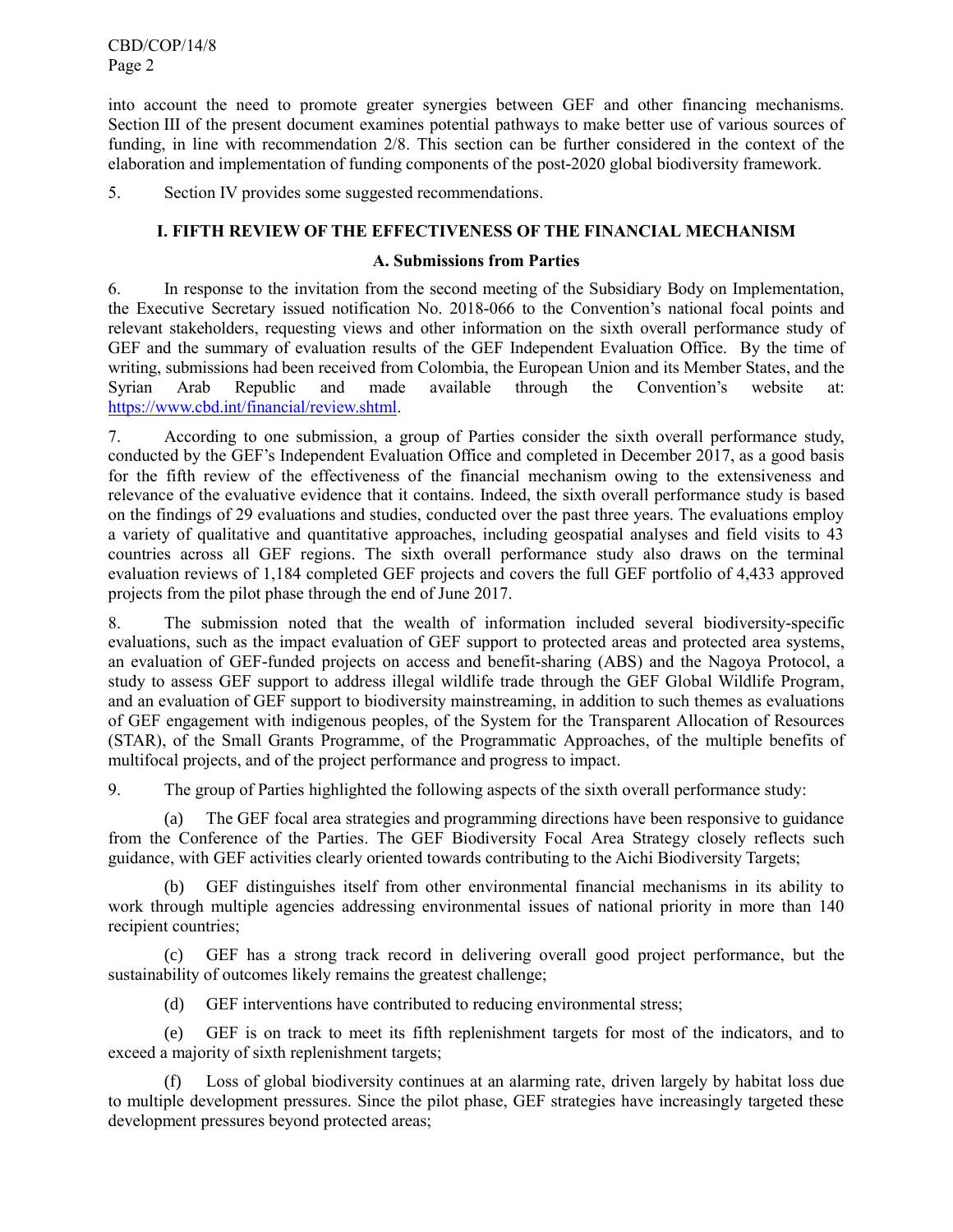into account the need to promote greater synergies between GEF and other financing mechanisms. Section III of the present document examines potential pathways to make better use of various sources of funding, in line with recommendation 2/8. This section can be further considered in the context of the elaboration and implementation of funding components of the post-2020 global biodiversity framework.

5. Section IV provides some suggested recommendations.

## I. FIFTH REVIEW OF THE EFFECTIVENESS OF THE FINANCIAL MECHANISM

### A. Submissions from Parties

6. In response to the invitation from the second meeting of the Subsidiary Body on Implementation, the Executive Secretary issued notification No. 2018-066 to the Convention's national focal points and relevant stakeholders, requesting views and other information on the sixth overall performance study of GEF and the summary of evaluation results of the GEF Independent Evaluation Office. By the time of writing, submissions had been received from Colombia, the European Union and its Member States, and the Syrian Arab Republic and made available through the Convention's website at: https://www.cbd.int/financial/review.shtml.

7. According to one submission, a group of Parties consider the sixth overall performance study, conducted by the GEF's Independent Evaluation Office and completed in December 2017, as a good basis for the fifth review of the effectiveness of the financial mechanism owing to the extensiveness and relevance of the evaluative evidence that it contains. Indeed, the sixth overall performance study is based on the findings of 29 evaluations and studies, conducted over the past three years. The evaluations employ a variety of qualitative and quantitative approaches, including geospatial analyses and field visits to 43 countries across all GEF regions. The sixth overall performance study also draws on the terminal evaluation reviews of 1,184 completed GEF projects and covers the full GEF portfolio of 4,433 approved projects from the pilot phase through the end of June 2017.

8. The submission noted that the wealth of information included several biodiversity-specific evaluations, such as the impact evaluation of GEF support to protected areas and protected area systems, an evaluation of GEF-funded projects on access and benefit-sharing (ABS) and the Nagoya Protocol, a study to assess GEF support to address illegal wildlife trade through the GEF Global Wildlife Program, and an evaluation of GEF support to biodiversity mainstreaming, in addition to such themes as evaluations of GEF engagement with indigenous peoples, of the System for the Transparent Allocation of Resources (STAR), of the Small Grants Programme, of the Programmatic Approaches, of the multiple benefits of multifocal projects, and of the project performance and progress to impact.

9. The group of Parties highlighted the following aspects of the sixth overall performance study:

(a) The GEF focal area strategies and programming directions have been responsive to guidance from the Conference of the Parties. The GEF Biodiversity Focal Area Strategy closely reflects such guidance, with GEF activities clearly oriented towards contributing to the Aichi Biodiversity Targets;

(b) GEF distinguishes itself from other environmental financial mechanisms in its ability to work through multiple agencies addressing environmental issues of national priority in more than 140 recipient countries;

(c) GEF has a strong track record in delivering overall good project performance, but the sustainability of outcomes likely remains the greatest challenge;

(d) GEF interventions have contributed to reducing environmental stress;

(e) GEF is on track to meet its fifth replenishment targets for most of the indicators, and to exceed a majority of sixth replenishment targets;

(f) Loss of global biodiversity continues at an alarming rate, driven largely by habitat loss due to multiple development pressures. Since the pilot phase, GEF strategies have increasingly targeted these development pressures beyond protected areas;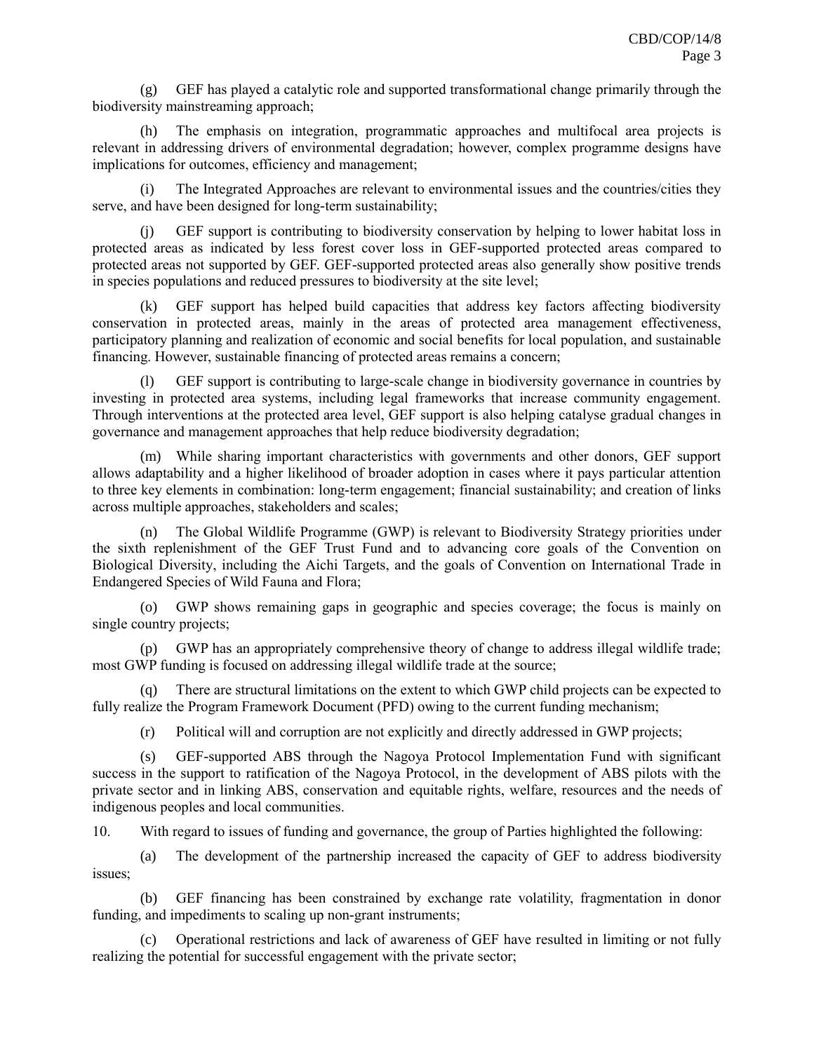(g) GEF has played a catalytic role and supported transformational change primarily through the biodiversity mainstreaming approach;

(h) The emphasis on integration, programmatic approaches and multifocal area projects is relevant in addressing drivers of environmental degradation; however, complex programme designs have implications for outcomes, efficiency and management;

(i) The Integrated Approaches are relevant to environmental issues and the countries/cities they serve, and have been designed for long-term sustainability;

(j) GEF support is contributing to biodiversity conservation by helping to lower habitat loss in protected areas as indicated by less forest cover loss in GEF-supported protected areas compared to protected areas not supported by GEF. GEF-supported protected areas also generally show positive trends in species populations and reduced pressures to biodiversity at the site level;

(k) GEF support has helped build capacities that address key factors affecting biodiversity conservation in protected areas, mainly in the areas of protected area management effectiveness, participatory planning and realization of economic and social benefits for local population, and sustainable financing. However, sustainable financing of protected areas remains a concern;

(l) GEF support is contributing to large-scale change in biodiversity governance in countries by investing in protected area systems, including legal frameworks that increase community engagement. Through interventions at the protected area level, GEF support is also helping catalyse gradual changes in governance and management approaches that help reduce biodiversity degradation;

(m) While sharing important characteristics with governments and other donors, GEF support allows adaptability and a higher likelihood of broader adoption in cases where it pays particular attention to three key elements in combination: long-term engagement; financial sustainability; and creation of links across multiple approaches, stakeholders and scales;

(n) The Global Wildlife Programme (GWP) is relevant to Biodiversity Strategy priorities under the sixth replenishment of the GEF Trust Fund and to advancing core goals of the Convention on Biological Diversity, including the Aichi Targets, and the goals of Convention on International Trade in Endangered Species of Wild Fauna and Flora;

(o) GWP shows remaining gaps in geographic and species coverage; the focus is mainly on single country projects;

(p) GWP has an appropriately comprehensive theory of change to address illegal wildlife trade; most GWP funding is focused on addressing illegal wildlife trade at the source;

(q) There are structural limitations on the extent to which GWP child projects can be expected to fully realize the Program Framework Document (PFD) owing to the current funding mechanism;

(r) Political will and corruption are not explicitly and directly addressed in GWP projects;

(s) GEF-supported ABS through the Nagoya Protocol Implementation Fund with significant success in the support to ratification of the Nagoya Protocol, in the development of ABS pilots with the private sector and in linking ABS, conservation and equitable rights, welfare, resources and the needs of indigenous peoples and local communities.

10. With regard to issues of funding and governance, the group of Parties highlighted the following:

(a) The development of the partnership increased the capacity of GEF to address biodiversity issues;

(b) GEF financing has been constrained by exchange rate volatility, fragmentation in donor funding, and impediments to scaling up non-grant instruments;

(c) Operational restrictions and lack of awareness of GEF have resulted in limiting or not fully realizing the potential for successful engagement with the private sector;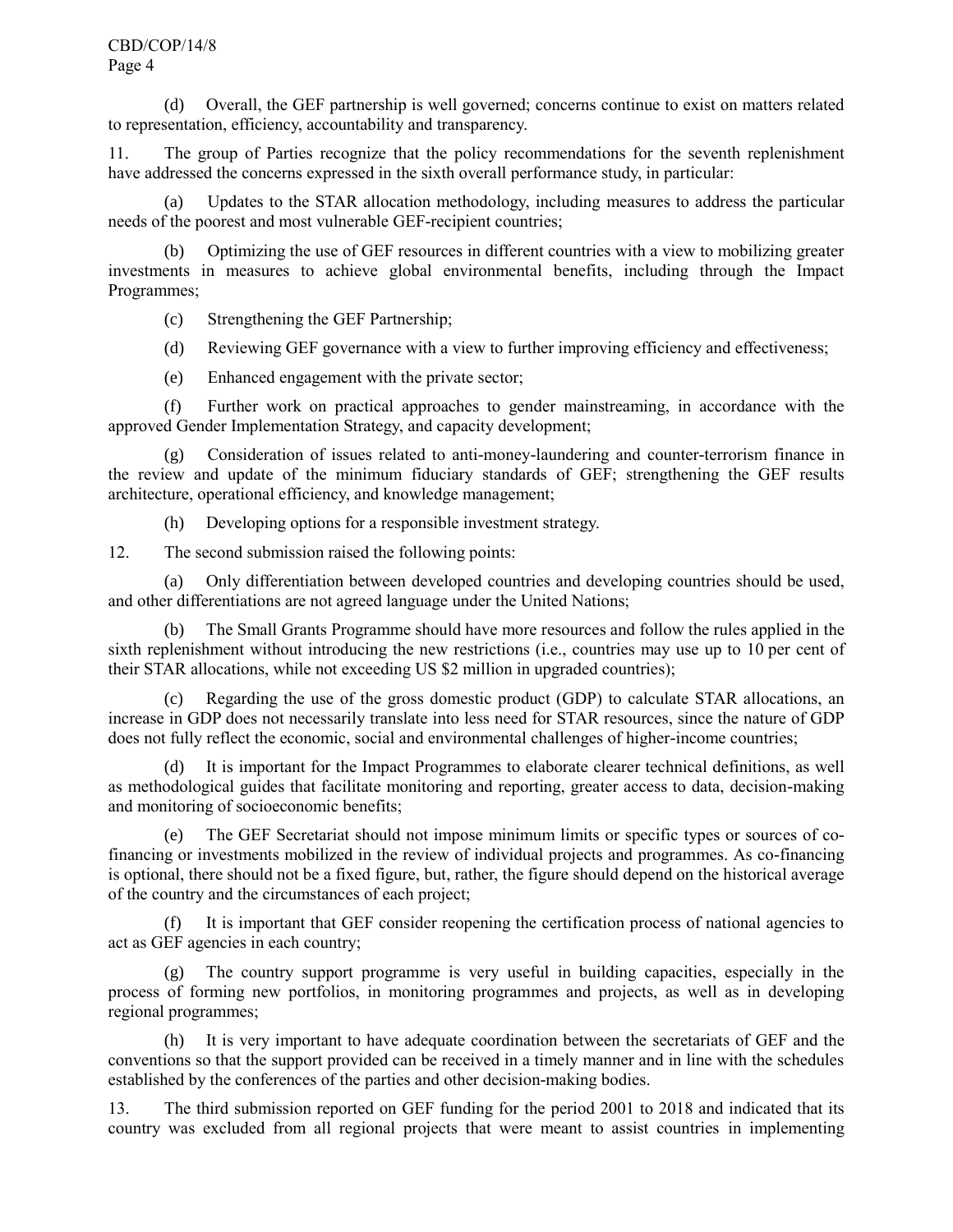(d) Overall, the GEF partnership is well governed; concerns continue to exist on matters related to representation, efficiency, accountability and transparency.

11. The group of Parties recognize that the policy recommendations for the seventh replenishment have addressed the concerns expressed in the sixth overall performance study, in particular:

(a) Updates to the STAR allocation methodology, including measures to address the particular needs of the poorest and most vulnerable GEF-recipient countries;

(b) Optimizing the use of GEF resources in different countries with a view to mobilizing greater investments in measures to achieve global environmental benefits, including through the Impact Programmes;

(c) Strengthening the GEF Partnership;

(d) Reviewing GEF governance with a view to further improving efficiency and effectiveness;

(e) Enhanced engagement with the private sector;

(f) Further work on practical approaches to gender mainstreaming, in accordance with the approved Gender Implementation Strategy, and capacity development;

(g) Consideration of issues related to anti-money-laundering and counter-terrorism finance in the review and update of the minimum fiduciary standards of GEF; strengthening the GEF results architecture, operational efficiency, and knowledge management;

(h) Developing options for a responsible investment strategy.

12. The second submission raised the following points:

(a) Only differentiation between developed countries and developing countries should be used, and other differentiations are not agreed language under the United Nations;

(b) The Small Grants Programme should have more resources and follow the rules applied in the sixth replenishment without introducing the new restrictions (i.e., countries may use up to 10 per cent of their STAR allocations, while not exceeding US $2 million in upgraded countries);

(c) Regarding the use of the gross domestic product (GDP) to calculate STAR allocations, an increase in GDP does not necessarily translate into less need for STAR resources, since the nature of GDP does not fully reflect the economic, social and environmental challenges of higher-income countries;

(d) It is important for the Impact Programmes to elaborate clearer technical definitions, as well as methodological guides that facilitate monitoring and reporting, greater access to data, decision-making and monitoring of socioeconomic benefits;

(e) The GEF Secretariat should not impose minimum limits or specific types or sources of co-financing or investments mobilized in the review of individual projects and programmes. As co-financing is optional, there should not be a fixed figure, but, rather, the figure should depend on the historical average of the country and the circumstances of each project;

(f) It is important that GEF consider reopening the certification process of national agencies to act as GEF agencies in each country;

(g) The country support programme is very useful in building capacities, especially in the process of forming new portfolios, in monitoring programmes and projects, as well as in developing regional programmes;

(h) It is very important to have adequate coordination between the secretariats of GEF and the conventions so that the support provided can be received in a timely manner and in line with the schedules established by the conferences of the parties and other decision-making bodies.

13. The third submission reported on GEF funding for the period 2001 to 2018 and indicated that its country was excluded from all regional projects that were meant to assist countries in implementing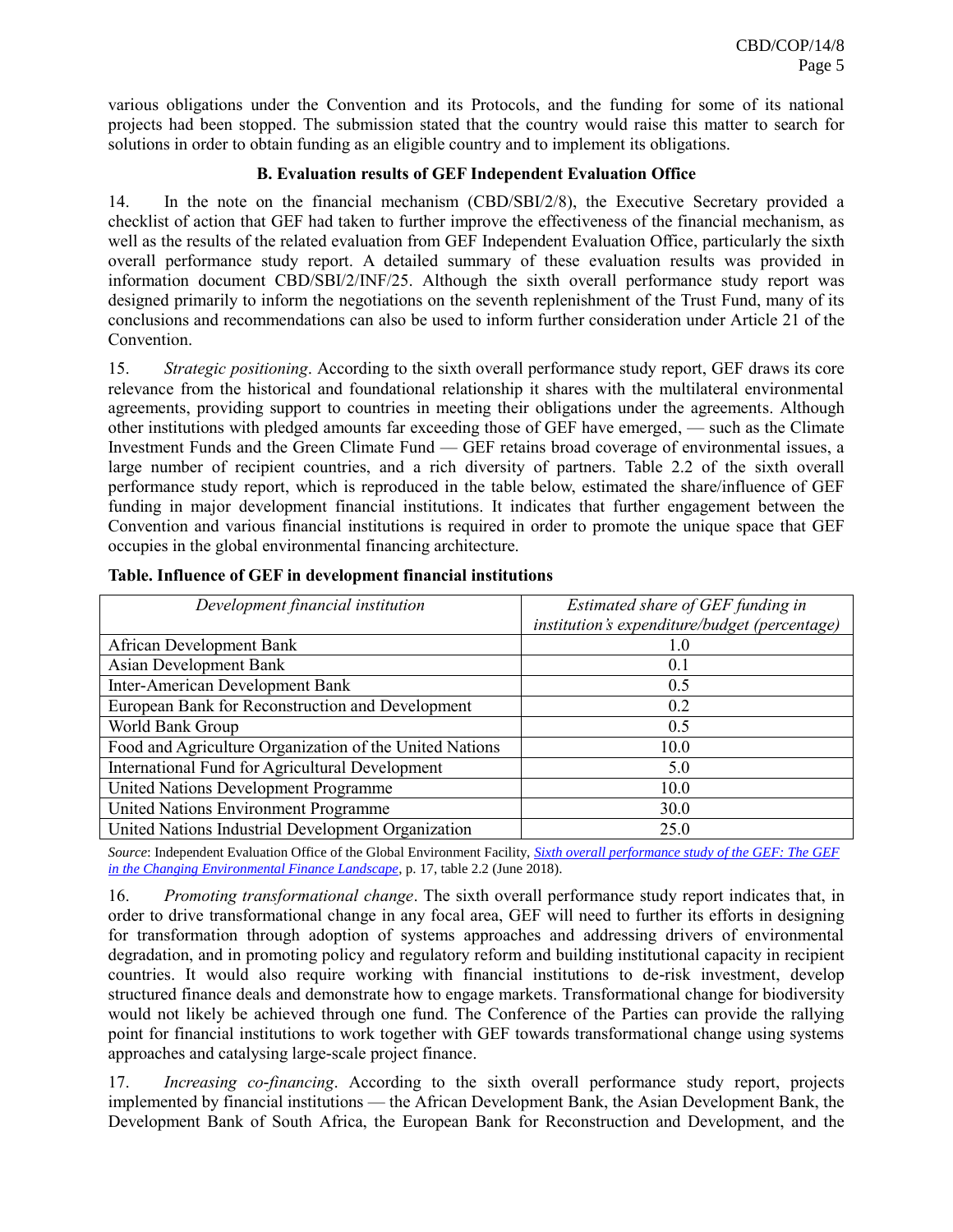various obligations under the Convention and its Protocols, and the funding for some of its national projects had been stopped. The submission stated that the country would raise this matter to search for solutions in order to obtain funding as an eligible country and to implement its obligations.

### B. Evaluation results of GEF Independent Evaluation Office

14. In the note on the financial mechanism (CBD/SBI/2/8), the Executive Secretary provided a checklist of action that GEF had taken to further improve the effectiveness of the financial mechanism, as well as the results of the related evaluation from GEF Independent Evaluation Office, particularly the sixth overall performance study report. A detailed summary of these evaluation results was provided in information document CBD/SBI/2/INF/25. Although the sixth overall performance study report was designed primarily to inform the negotiations on the seventh replenishment of the Trust Fund, many of its conclusions and recommendations can also be used to inform further consideration under Article 21 of the Convention.

15. *Strategic positioning*. According to the sixth overall performance study report, GEF draws its core relevance from the historical and foundational relationship it shares with the multilateral environmental agreements, providing support to countries in meeting their obligations under the agreements. Although other institutions with pledged amounts far exceeding those of GEF have emerged, — such as the Climate Investment Funds and the Green Climate Fund — GEF retains broad coverage of environmental issues, a large number of recipient countries, and a rich diversity of partners. Table 2.2 of the sixth overall performance study report, which is reproduced in the table below, estimated the share/influence of GEF funding in major development financial institutions. It indicates that further engagement between the Convention and various financial institutions is required in order to promote the unique space that GEF occupies in the global environmental financing architecture.

**Table. Influence of GEF in development financial institutions**

| *Development financial institution* | *Estimated share of GEF funding in institution's expenditure/budget (percentage)* |
|---|---|
| African Development Bank | 1.0 |
| Asian Development Bank | 0.1 |
| Inter-American Development Bank | 0.5 |
| European Bank for Reconstruction and Development | 0.2 |
| World Bank Group | 0.5 |
| Food and Agriculture Organization of the United Nations | 10.0 |
| International Fund for Agricultural Development | 5.0 |
| United Nations Development Programme | 10.0 |
| United Nations Environment Programme | 30.0 |
| United Nations Industrial Development Organization | 25.0 |

*Source*: Independent Evaluation Office of the Global Environment Facility, *Sixth overall performance study of the GEF: The GEF in the Changing Environmental Finance Landscape*, p. 17, table 2.2 (June 2018).

16. *Promoting transformational change*. The sixth overall performance study report indicates that, in order to drive transformational change in any focal area, GEF will need to further its efforts in designing for transformation through adoption of systems approaches and addressing drivers of environmental degradation, and in promoting policy and regulatory reform and building institutional capacity in recipient countries. It would also require working with financial institutions to de-risk investment, develop structured finance deals and demonstrate how to engage markets. Transformational change for biodiversity would not likely be achieved through one fund. The Conference of the Parties can provide the rallying point for financial institutions to work together with GEF towards transformational change using systems approaches and catalysing large-scale project finance.

17. *Increasing co-financing*. According to the sixth overall performance study report, projects implemented by financial institutions — the African Development Bank, the Asian Development Bank, the Development Bank of South Africa, the European Bank for Reconstruction and Development, and the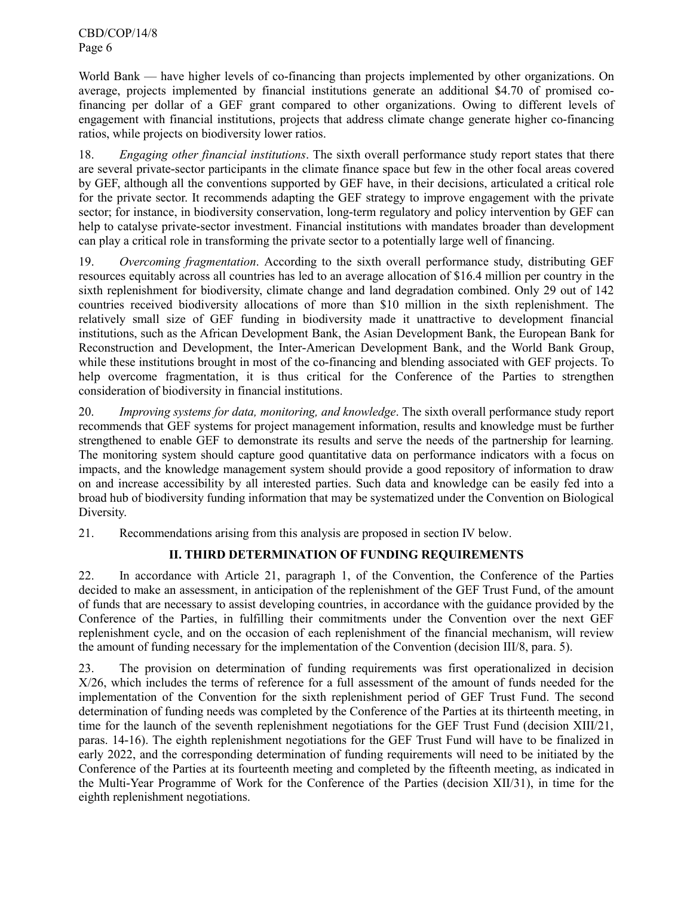World Bank — have higher levels of co-financing than projects implemented by other organizations. On average, projects implemented by financial institutions generate an additional $4.70 of promised co-financing per dollar of a GEF grant compared to other organizations. Owing to different levels of engagement with financial institutions, projects that address climate change generate higher co-financing ratios, while projects on biodiversity lower ratios.

18. *Engaging other financial institutions*. The sixth overall performance study report states that there are several private-sector participants in the climate finance space but few in the other focal areas covered by GEF, although all the conventions supported by GEF have, in their decisions, articulated a critical role for the private sector. It recommends adapting the GEF strategy to improve engagement with the private sector; for instance, in biodiversity conservation, long-term regulatory and policy intervention by GEF can help to catalyse private-sector investment. Financial institutions with mandates broader than development can play a critical role in transforming the private sector to a potentially large well of financing.

19. *Overcoming fragmentation*. According to the sixth overall performance study, distributing GEF resources equitably across all countries has led to an average allocation of $16.4 million per country in the sixth replenishment for biodiversity, climate change and land degradation combined. Only 29 out of 142 countries received biodiversity allocations of more than $10 million in the sixth replenishment. The relatively small size of GEF funding in biodiversity made it unattractive to development financial institutions, such as the African Development Bank, the Asian Development Bank, the European Bank for Reconstruction and Development, the Inter-American Development Bank, and the World Bank Group, while these institutions brought in most of the co-financing and blending associated with GEF projects. To help overcome fragmentation, it is thus critical for the Conference of the Parties to strengthen consideration of biodiversity in financial institutions.

20. *Improving systems for data, monitoring, and knowledge*. The sixth overall performance study report recommends that GEF systems for project management information, results and knowledge must be further strengthened to enable GEF to demonstrate its results and serve the needs of the partnership for learning. The monitoring system should capture good quantitative data on performance indicators with a focus on impacts, and the knowledge management system should provide a good repository of information to draw on and increase accessibility by all interested parties. Such data and knowledge can be easily fed into a broad hub of biodiversity funding information that may be systematized under the Convention on Biological Diversity.

21. Recommendations arising from this analysis are proposed in section IV below.

## II. THIRD DETERMINATION OF FUNDING REQUIREMENTS

22. In accordance with Article 21, paragraph 1, of the Convention, the Conference of the Parties decided to make an assessment, in anticipation of the replenishment of the GEF Trust Fund, of the amount of funds that are necessary to assist developing countries, in accordance with the guidance provided by the Conference of the Parties, in fulfilling their commitments under the Convention over the next GEF replenishment cycle, and on the occasion of each replenishment of the financial mechanism, will review the amount of funding necessary for the implementation of the Convention (decision III/8, para. 5).

23. The provision on determination of funding requirements was first operationalized in decision X/26, which includes the terms of reference for a full assessment of the amount of funds needed for the implementation of the Convention for the sixth replenishment period of GEF Trust Fund. The second determination of funding needs was completed by the Conference of the Parties at its thirteenth meeting, in time for the launch of the seventh replenishment negotiations for the GEF Trust Fund (decision XIII/21, paras. 14-16). The eighth replenishment negotiations for the GEF Trust Fund will have to be finalized in early 2022, and the corresponding determination of funding requirements will need to be initiated by the Conference of the Parties at its fourteenth meeting and completed by the fifteenth meeting, as indicated in the Multi-Year Programme of Work for the Conference of the Parties (decision XII/31), in time for the eighth replenishment negotiations.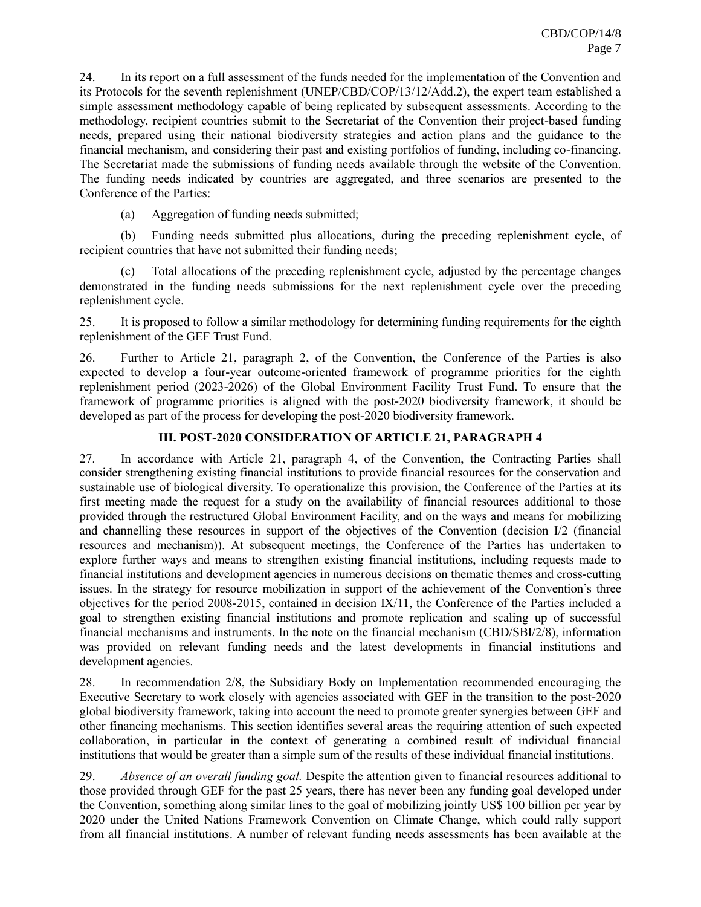24. In its report on a full assessment of the funds needed for the implementation of the Convention and its Protocols for the seventh replenishment (UNEP/CBD/COP/13/12/Add.2), the expert team established a simple assessment methodology capable of being replicated by subsequent assessments. According to the methodology, recipient countries submit to the Secretariat of the Convention their project-based funding needs, prepared using their national biodiversity strategies and action plans and the guidance to the financial mechanism, and considering their past and existing portfolios of funding, including co-financing. The Secretariat made the submissions of funding needs available through the website of the Convention. The funding needs indicated by countries are aggregated, and three scenarios are presented to the Conference of the Parties:

(a) Aggregation of funding needs submitted;

(b) Funding needs submitted plus allocations, during the preceding replenishment cycle, of recipient countries that have not submitted their funding needs;

(c) Total allocations of the preceding replenishment cycle, adjusted by the percentage changes demonstrated in the funding needs submissions for the next replenishment cycle over the preceding replenishment cycle.

25. It is proposed to follow a similar methodology for determining funding requirements for the eighth replenishment of the GEF Trust Fund.

26. Further to Article 21, paragraph 2, of the Convention, the Conference of the Parties is also expected to develop a four-year outcome-oriented framework of programme priorities for the eighth replenishment period (2023-2026) of the Global Environment Facility Trust Fund. To ensure that the framework of programme priorities is aligned with the post-2020 biodiversity framework, it should be developed as part of the process for developing the post-2020 biodiversity framework.

## III. POST-2020 CONSIDERATION OF ARTICLE 21, PARAGRAPH 4

27. In accordance with Article 21, paragraph 4, of the Convention, the Contracting Parties shall consider strengthening existing financial institutions to provide financial resources for the conservation and sustainable use of biological diversity. To operationalize this provision, the Conference of the Parties at its first meeting made the request for a study on the availability of financial resources additional to those provided through the restructured Global Environment Facility, and on the ways and means for mobilizing and channelling these resources in support of the objectives of the Convention (decision I/2 (financial resources and mechanism)). At subsequent meetings, the Conference of the Parties has undertaken to explore further ways and means to strengthen existing financial institutions, including requests made to financial institutions and development agencies in numerous decisions on thematic themes and cross-cutting issues. In the strategy for resource mobilization in support of the achievement of the Convention's three objectives for the period 2008-2015, contained in decision IX/11, the Conference of the Parties included a goal to strengthen existing financial institutions and promote replication and scaling up of successful financial mechanisms and instruments. In the note on the financial mechanism (CBD/SBI/2/8), information was provided on relevant funding needs and the latest developments in financial institutions and development agencies.

28. In recommendation 2/8, the Subsidiary Body on Implementation recommended encouraging the Executive Secretary to work closely with agencies associated with GEF in the transition to the post-2020 global biodiversity framework, taking into account the need to promote greater synergies between GEF and other financing mechanisms. This section identifies several areas the requiring attention of such expected collaboration, in particular in the context of generating a combined result of individual financial institutions that would be greater than a simple sum of the results of these individual financial institutions.

29. *Absence of an overall funding goal.* Despite the attention given to financial resources additional to those provided through GEF for the past 25 years, there has never been any funding goal developed under the Convention, something along similar lines to the goal of mobilizing jointly US$ 100 billion per year by 2020 under the United Nations Framework Convention on Climate Change, which could rally support from all financial institutions. A number of relevant funding needs assessments has been available at the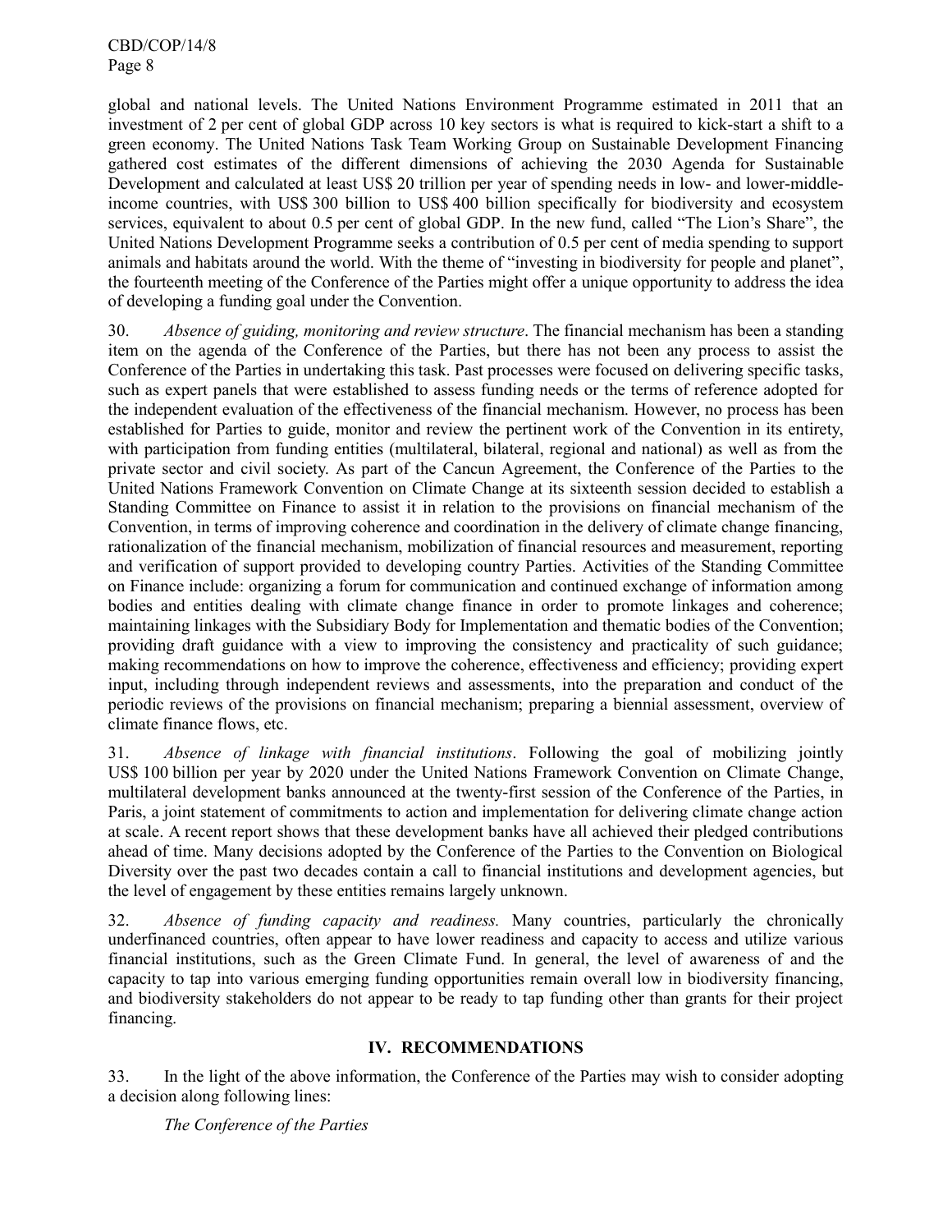global and national levels. The United Nations Environment Programme estimated in 2011 that an investment of 2 per cent of global GDP across 10 key sectors is what is required to kick-start a shift to a green economy. The United Nations Task Team Working Group on Sustainable Development Financing gathered cost estimates of the different dimensions of achieving the 2030 Agenda for Sustainable Development and calculated at least US$ 20 trillion per year of spending needs in low- and lower-middle-income countries, with US$ 300 billion to US$ 400 billion specifically for biodiversity and ecosystem services, equivalent to about 0.5 per cent of global GDP. In the new fund, called "The Lion's Share", the United Nations Development Programme seeks a contribution of 0.5 per cent of media spending to support animals and habitats around the world. With the theme of "investing in biodiversity for people and planet", the fourteenth meeting of the Conference of the Parties might offer a unique opportunity to address the idea of developing a funding goal under the Convention.

30. *Absence of guiding, monitoring and review structure*. The financial mechanism has been a standing item on the agenda of the Conference of the Parties, but there has not been any process to assist the Conference of the Parties in undertaking this task. Past processes were focused on delivering specific tasks, such as expert panels that were established to assess funding needs or the terms of reference adopted for the independent evaluation of the effectiveness of the financial mechanism. However, no process has been established for Parties to guide, monitor and review the pertinent work of the Convention in its entirety, with participation from funding entities (multilateral, bilateral, regional and national) as well as from the private sector and civil society. As part of the Cancun Agreement, the Conference of the Parties to the United Nations Framework Convention on Climate Change at its sixteenth session decided to establish a Standing Committee on Finance to assist it in relation to the provisions on financial mechanism of the Convention, in terms of improving coherence and coordination in the delivery of climate change financing, rationalization of the financial mechanism, mobilization of financial resources and measurement, reporting and verification of support provided to developing country Parties. Activities of the Standing Committee on Finance include: organizing a forum for communication and continued exchange of information among bodies and entities dealing with climate change finance in order to promote linkages and coherence; maintaining linkages with the Subsidiary Body for Implementation and thematic bodies of the Convention; providing draft guidance with a view to improving the consistency and practicality of such guidance; making recommendations on how to improve the coherence, effectiveness and efficiency; providing expert input, including through independent reviews and assessments, into the preparation and conduct of the periodic reviews of the provisions on financial mechanism; preparing a biennial assessment, overview of climate finance flows, etc.

31. *Absence of linkage with financial institutions*. Following the goal of mobilizing jointly US$ 100 billion per year by 2020 under the United Nations Framework Convention on Climate Change, multilateral development banks announced at the twenty-first session of the Conference of the Parties, in Paris, a joint statement of commitments to action and implementation for delivering climate change action at scale. A recent report shows that these development banks have all achieved their pledged contributions ahead of time. Many decisions adopted by the Conference of the Parties to the Convention on Biological Diversity over the past two decades contain a call to financial institutions and development agencies, but the level of engagement by these entities remains largely unknown.

32. *Absence of funding capacity and readiness.* Many countries, particularly the chronically underfinanced countries, often appear to have lower readiness and capacity to access and utilize various financial institutions, such as the Green Climate Fund. In general, the level of awareness of and the capacity to tap into various emerging funding opportunities remain overall low in biodiversity financing, and biodiversity stakeholders do not appear to be ready to tap funding other than grants for their project financing.

## IV. RECOMMENDATIONS

33. In the light of the above information, the Conference of the Parties may wish to consider adopting a decision along following lines:

*The Conference of the Parties*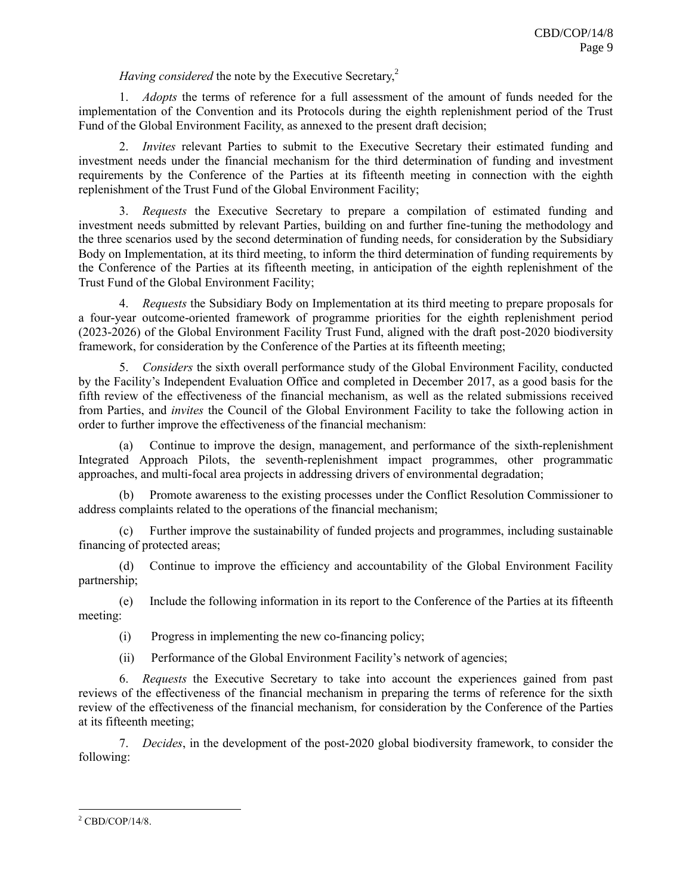*Having considered* the note by the Executive Secretary,[2]

1. *Adopts* the terms of reference for a full assessment of the amount of funds needed for the implementation of the Convention and its Protocols during the eighth replenishment period of the Trust Fund of the Global Environment Facility, as annexed to the present draft decision;

2. *Invites* relevant Parties to submit to the Executive Secretary their estimated funding and investment needs under the financial mechanism for the third determination of funding and investment requirements by the Conference of the Parties at its fifteenth meeting in connection with the eighth replenishment of the Trust Fund of the Global Environment Facility;

3. *Requests* the Executive Secretary to prepare a compilation of estimated funding and investment needs submitted by relevant Parties, building on and further fine-tuning the methodology and the three scenarios used by the second determination of funding needs, for consideration by the Subsidiary Body on Implementation, at its third meeting, to inform the third determination of funding requirements by the Conference of the Parties at its fifteenth meeting, in anticipation of the eighth replenishment of the Trust Fund of the Global Environment Facility;

4. *Requests* the Subsidiary Body on Implementation at its third meeting to prepare proposals for a four-year outcome-oriented framework of programme priorities for the eighth replenishment period (2023-2026) of the Global Environment Facility Trust Fund, aligned with the draft post-2020 biodiversity framework, for consideration by the Conference of the Parties at its fifteenth meeting;

5. *Considers* the sixth overall performance study of the Global Environment Facility, conducted by the Facility's Independent Evaluation Office and completed in December 2017, as a good basis for the fifth review of the effectiveness of the financial mechanism, as well as the related submissions received from Parties, and *invites* the Council of the Global Environment Facility to take the following action in order to further improve the effectiveness of the financial mechanism:

(a) Continue to improve the design, management, and performance of the sixth-replenishment Integrated Approach Pilots, the seventh-replenishment impact programmes, other programmatic approaches, and multi-focal area projects in addressing drivers of environmental degradation;

(b) Promote awareness to the existing processes under the Conflict Resolution Commissioner to address complaints related to the operations of the financial mechanism;

(c) Further improve the sustainability of funded projects and programmes, including sustainable financing of protected areas;

(d) Continue to improve the efficiency and accountability of the Global Environment Facility partnership;

(e) Include the following information in its report to the Conference of the Parties at its fifteenth meeting:

(i) Progress in implementing the new co-financing policy;

(ii) Performance of the Global Environment Facility's network of agencies;

6. *Requests* the Executive Secretary to take into account the experiences gained from past reviews of the effectiveness of the financial mechanism in preparing the terms of reference for the sixth review of the effectiveness of the financial mechanism, for consideration by the Conference of the Parties at its fifteenth meeting;

7. *Decides*, in the development of the post-2020 global biodiversity framework, to consider the following:

---

[2] CBD/COP/14/8.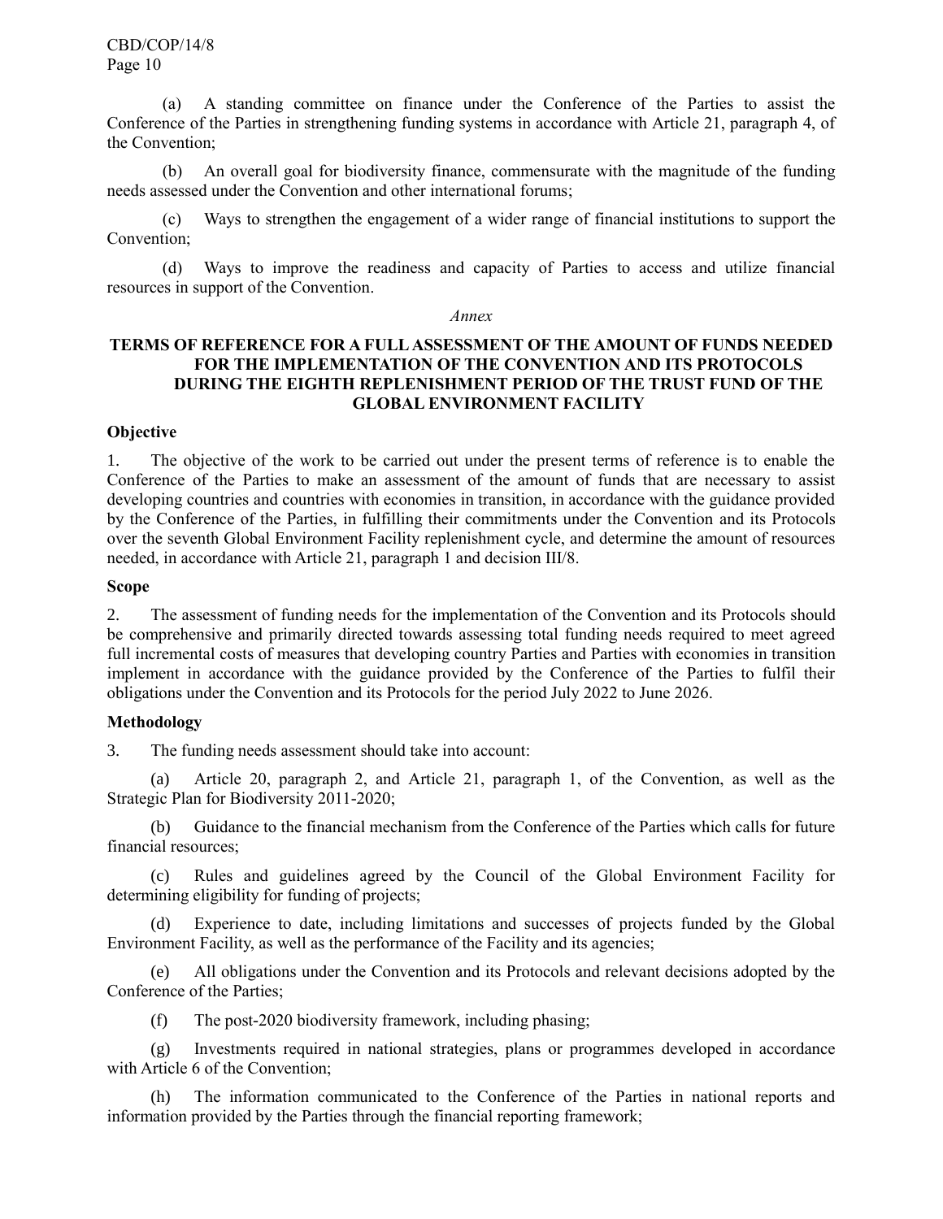(a) A standing committee on finance under the Conference of the Parties to assist the Conference of the Parties in strengthening funding systems in accordance with Article 21, paragraph 4, of the Convention;

(b) An overall goal for biodiversity finance, commensurate with the magnitude of the funding needs assessed under the Convention and other international forums;

(c) Ways to strengthen the engagement of a wider range of financial institutions to support the Convention;

(d) Ways to improve the readiness and capacity of Parties to access and utilize financial resources in support of the Convention.

*Annex*

## TERMS OF REFERENCE FOR A FULL ASSESSMENT OF THE AMOUNT OF FUNDS NEEDED FOR THE IMPLEMENTATION OF THE CONVENTION AND ITS PROTOCOLS DURING THE EIGHTH REPLENISHMENT PERIOD OF THE TRUST FUND OF THE GLOBAL ENVIRONMENT FACILITY

**Objective**

1. The objective of the work to be carried out under the present terms of reference is to enable the Conference of the Parties to make an assessment of the amount of funds that are necessary to assist developing countries and countries with economies in transition, in accordance with the guidance provided by the Conference of the Parties, in fulfilling their commitments under the Convention and its Protocols over the seventh Global Environment Facility replenishment cycle, and determine the amount of resources needed, in accordance with Article 21, paragraph 1 and decision III/8.

**Scope**

2. The assessment of funding needs for the implementation of the Convention and its Protocols should be comprehensive and primarily directed towards assessing total funding needs required to meet agreed full incremental costs of measures that developing country Parties and Parties with economies in transition implement in accordance with the guidance provided by the Conference of the Parties to fulfil their obligations under the Convention and its Protocols for the period July 2022 to June 2026.

**Methodology**

3. The funding needs assessment should take into account:

(a) Article 20, paragraph 2, and Article 21, paragraph 1, of the Convention, as well as the Strategic Plan for Biodiversity 2011-2020;

(b) Guidance to the financial mechanism from the Conference of the Parties which calls for future financial resources;

(c) Rules and guidelines agreed by the Council of the Global Environment Facility for determining eligibility for funding of projects;

(d) Experience to date, including limitations and successes of projects funded by the Global Environment Facility, as well as the performance of the Facility and its agencies;

(e) All obligations under the Convention and its Protocols and relevant decisions adopted by the Conference of the Parties;

(f) The post-2020 biodiversity framework, including phasing;

(g) Investments required in national strategies, plans or programmes developed in accordance with Article 6 of the Convention;

(h) The information communicated to the Conference of the Parties in national reports and information provided by the Parties through the financial reporting framework;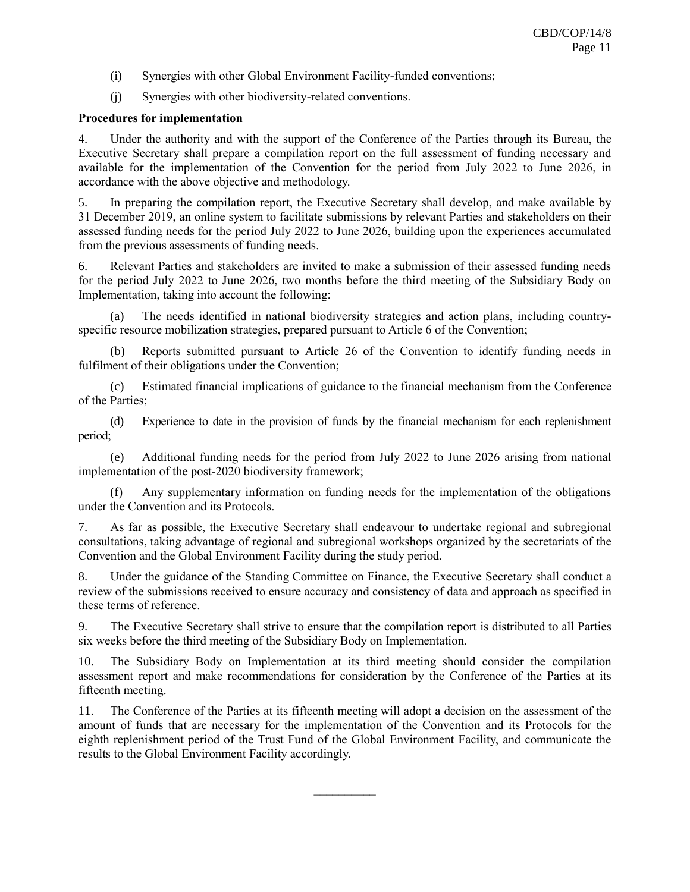(i) Synergies with other Global Environment Facility-funded conventions;

(j) Synergies with other biodiversity-related conventions.

**Procedures for implementation**

4. Under the authority and with the support of the Conference of the Parties through its Bureau, the Executive Secretary shall prepare a compilation report on the full assessment of funding necessary and available for the implementation of the Convention for the period from July 2022 to June 2026, in accordance with the above objective and methodology.

5. In preparing the compilation report, the Executive Secretary shall develop, and make available by 31 December 2019, an online system to facilitate submissions by relevant Parties and stakeholders on their assessed funding needs for the period July 2022 to June 2026, building upon the experiences accumulated from the previous assessments of funding needs.

6. Relevant Parties and stakeholders are invited to make a submission of their assessed funding needs for the period July 2022 to June 2026, two months before the third meeting of the Subsidiary Body on Implementation, taking into account the following:

(a) The needs identified in national biodiversity strategies and action plans, including country-specific resource mobilization strategies, prepared pursuant to Article 6 of the Convention;

(b) Reports submitted pursuant to Article 26 of the Convention to identify funding needs in fulfilment of their obligations under the Convention;

(c) Estimated financial implications of guidance to the financial mechanism from the Conference of the Parties;

(d) Experience to date in the provision of funds by the financial mechanism for each replenishment period;

(e) Additional funding needs for the period from July 2022 to June 2026 arising from national implementation of the post-2020 biodiversity framework;

(f) Any supplementary information on funding needs for the implementation of the obligations under the Convention and its Protocols.

7. As far as possible, the Executive Secretary shall endeavour to undertake regional and subregional consultations, taking advantage of regional and subregional workshops organized by the secretariats of the Convention and the Global Environment Facility during the study period.

8. Under the guidance of the Standing Committee on Finance, the Executive Secretary shall conduct a review of the submissions received to ensure accuracy and consistency of data and approach as specified in these terms of reference.

9. The Executive Secretary shall strive to ensure that the compilation report is distributed to all Parties six weeks before the third meeting of the Subsidiary Body on Implementation.

10. The Subsidiary Body on Implementation at its third meeting should consider the compilation assessment report and make recommendations for consideration by the Conference of the Parties at its fifteenth meeting.

11. The Conference of the Parties at its fifteenth meeting will adopt a decision on the assessment of the amount of funds that are necessary for the implementation of the Convention and its Protocols for the eighth replenishment period of the Trust Fund of the Global Environment Facility, and communicate the results to the Global Environment Facility accordingly.

\_\_\_\_\_\_\_\_\_\_